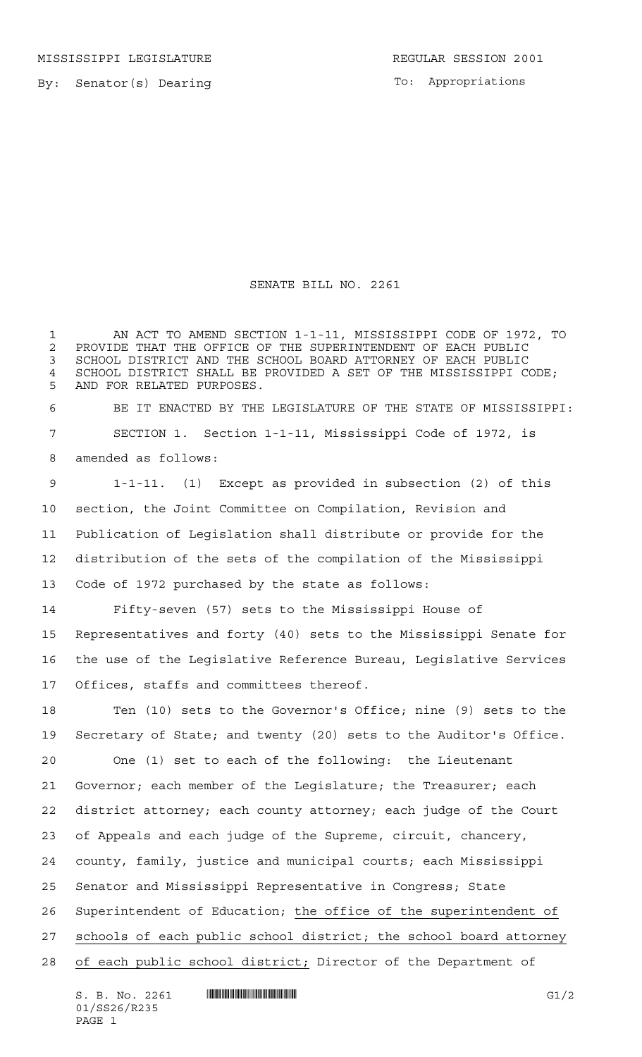MISSISSIPPI LEGISLATURE REGULAR SESSION 2001

By: Senator(s) Dearing

To: Appropriations

# SENATE BILL NO. 2261

AN ACT TO AMEND SECTION 1-1-11, MISSISSIPPI CODE OF 1972, TO PROVIDE THAT THE OFFICE OF THE SUPERINTENDENT OF EACH PUBLIC SCHOOL DISTRICT AND THE SCHOOL BOARD ATTORNEY OF EACH PUBLIC SCHOOL DISTRICT SHALL BE PROVIDED A SET OF THE MISSISSIPPI CODE; AND FOR RELATED PURPOSES.

BE IT ENACTED BY THE LEGISLATURE OF THE STATE OF MISSISSIPPI:

SECTION 1. Section 1-1-11, Mississippi Code of 1972, is amended as follows:

1-1-11. (1) Except as provided in subsection (2) of this section, the Joint Committee on Compilation, Revision and Publication of Legislation shall distribute or provide for the distribution of the sets of the compilation of the Mississippi Code of 1972 purchased by the state as follows:

Fifty-seven (57) sets to the Mississippi House of Representatives and forty (40) sets to the Mississippi Senate for the use of the Legislative Reference Bureau, Legislative Services Offices, staffs and committees thereof.

Ten (10) sets to the Governor's Office; nine (9) sets to the Secretary of State; and twenty (20) sets to the Auditor's Office.

One (1) set to each of the following: the Lieutenant Governor; each member of the Legislature; the Treasurer; each district attorney; each county attorney; each judge of the Court of Appeals and each judge of the Supreme, circuit, chancery, county, family, justice and municipal courts; each Mississippi Senator and Mississippi Representative in Congress; State Superintendent of Education; <u>the office of the superintendent of schools of each public school district; the school board attorney of each public school district;</u> Director of the Department of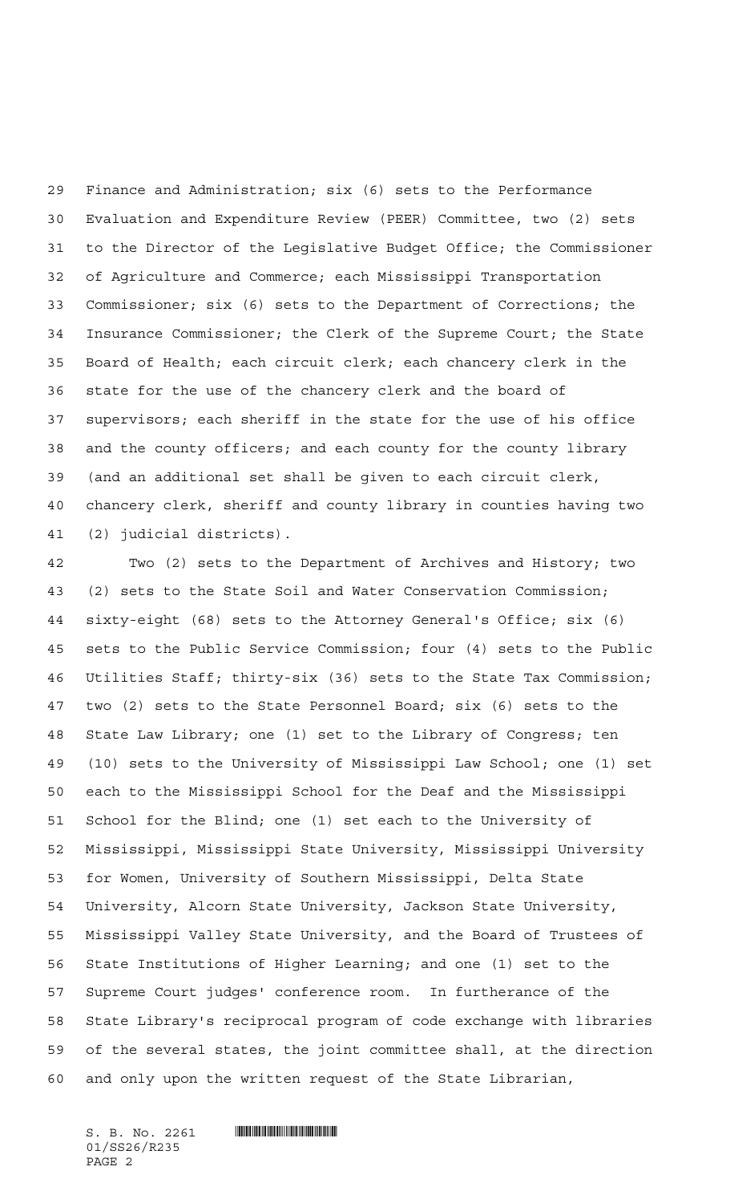Finance and Administration; six (6) sets to the Performance Evaluation and Expenditure Review (PEER) Committee, two (2) sets to the Director of the Legislative Budget Office; the Commissioner of Agriculture and Commerce; each Mississippi Transportation Commissioner; six (6) sets to the Department of Corrections; the Insurance Commissioner; the Clerk of the Supreme Court; the State Board of Health; each circuit clerk; each chancery clerk in the state for the use of the chancery clerk and the board of supervisors; each sheriff in the state for the use of his office and the county officers; and each county for the county library (and an additional set shall be given to each circuit clerk, chancery clerk, sheriff and county library in counties having two (2) judicial districts).

Two (2) sets to the Department of Archives and History; two (2) sets to the State Soil and Water Conservation Commission; sixty-eight (68) sets to the Attorney General's Office; six (6) sets to the Public Service Commission; four (4) sets to the Public Utilities Staff; thirty-six (36) sets to the State Tax Commission; two (2) sets to the State Personnel Board; six (6) sets to the State Law Library; one (1) set to the Library of Congress; ten (10) sets to the University of Mississippi Law School; one (1) set each to the Mississippi School for the Deaf and the Mississippi School for the Blind; one (1) set each to the University of Mississippi, Mississippi State University, Mississippi University for Women, University of Southern Mississippi, Delta State University, Alcorn State University, Jackson State University, Mississippi Valley State University, and the Board of Trustees of State Institutions of Higher Learning; and one (1) set to the Supreme Court judges' conference room. In furtherance of the State Library's reciprocal program of code exchange with libraries of the several states, the joint committee shall, at the direction and only upon the written request of the State Librarian,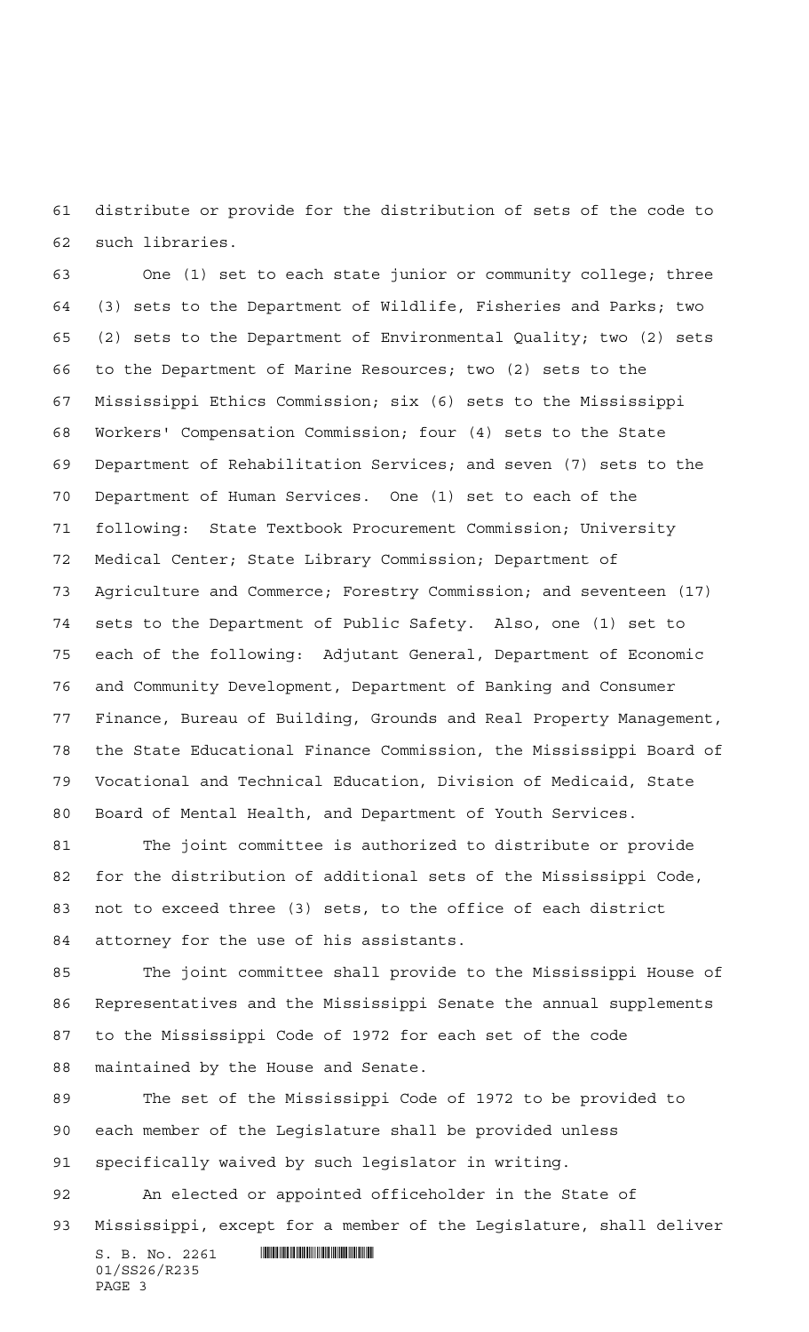distribute or provide for the distribution of sets of the code to such libraries.

One (1) set to each state junior or community college; three (3) sets to the Department of Wildlife, Fisheries and Parks; two (2) sets to the Department of Environmental Quality; two (2) sets to the Department of Marine Resources; two (2) sets to the Mississippi Ethics Commission; six (6) sets to the Mississippi Workers' Compensation Commission; four (4) sets to the State Department of Rehabilitation Services; and seven (7) sets to the Department of Human Services. One (1) set to each of the following: State Textbook Procurement Commission; University Medical Center; State Library Commission; Department of Agriculture and Commerce; Forestry Commission; and seventeen (17) sets to the Department of Public Safety. Also, one (1) set to each of the following: Adjutant General, Department of Economic and Community Development, Department of Banking and Consumer Finance, Bureau of Building, Grounds and Real Property Management, the State Educational Finance Commission, the Mississippi Board of Vocational and Technical Education, Division of Medicaid, State Board of Mental Health, and Department of Youth Services.

The joint committee is authorized to distribute or provide for the distribution of additional sets of the Mississippi Code, not to exceed three (3) sets, to the office of each district attorney for the use of his assistants.

The joint committee shall provide to the Mississippi House of Representatives and the Mississippi Senate the annual supplements to the Mississippi Code of 1972 for each set of the code maintained by the House and Senate.

The set of the Mississippi Code of 1972 to be provided to each member of the Legislature shall be provided unless specifically waived by such legislator in writing.

An elected or appointed officeholder in the State of Mississippi, except for a member of the Legislature, shall deliver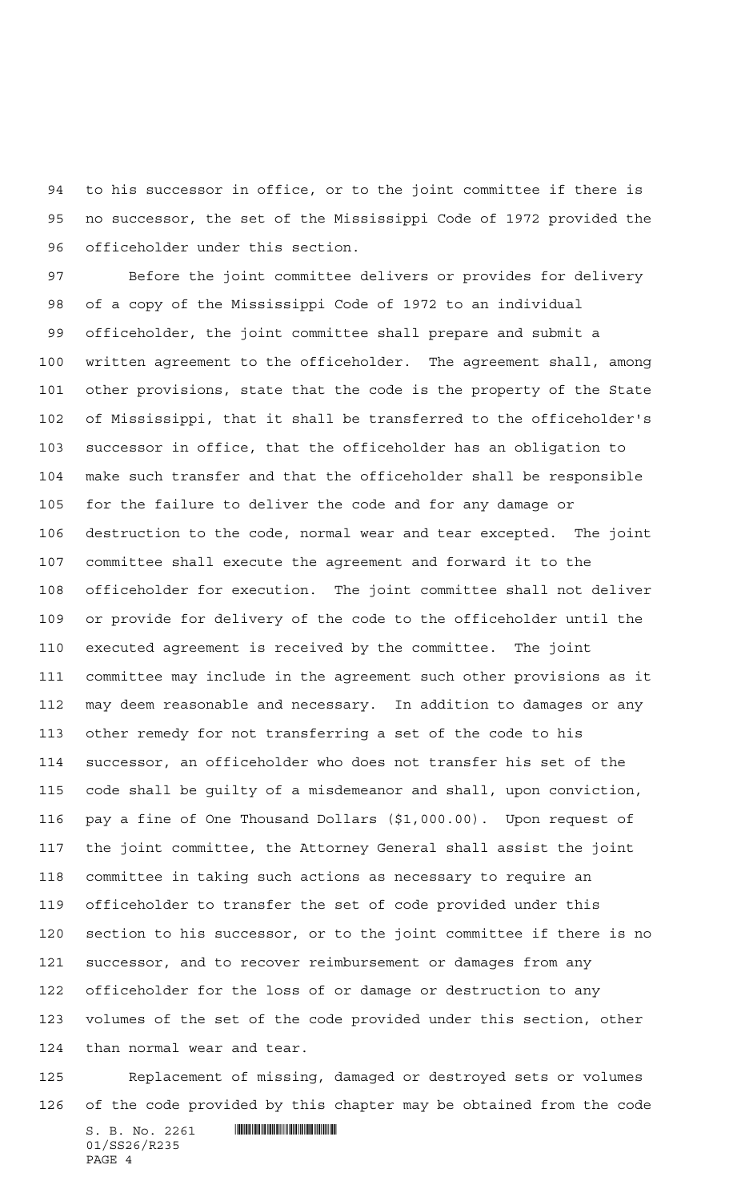to his successor in office, or to the joint committee if there is no successor, the set of the Mississippi Code of 1972 provided the officeholder under this section.

Before the joint committee delivers or provides for delivery of a copy of the Mississippi Code of 1972 to an individual officeholder, the joint committee shall prepare and submit a written agreement to the officeholder. The agreement shall, among other provisions, state that the code is the property of the State of Mississippi, that it shall be transferred to the officeholder's successor in office, that the officeholder has an obligation to make such transfer and that the officeholder shall be responsible for the failure to deliver the code and for any damage or destruction to the code, normal wear and tear excepted. The joint committee shall execute the agreement and forward it to the officeholder for execution. The joint committee shall not deliver or provide for delivery of the code to the officeholder until the executed agreement is received by the committee. The joint committee may include in the agreement such other provisions as it may deem reasonable and necessary. In addition to damages or any other remedy for not transferring a set of the code to his successor, an officeholder who does not transfer his set of the code shall be guilty of a misdemeanor and shall, upon conviction, pay a fine of One Thousand Dollars ($1,000.00). Upon request of the joint committee, the Attorney General shall assist the joint committee in taking such actions as necessary to require an officeholder to transfer the set of code provided under this section to his successor, or to the joint committee if there is no successor, and to recover reimbursement or damages from any officeholder for the loss of or damage or destruction to any volumes of the set of the code provided under this section, other than normal wear and tear.

Replacement of missing, damaged or destroyed sets or volumes of the code provided by this chapter may be obtained from the code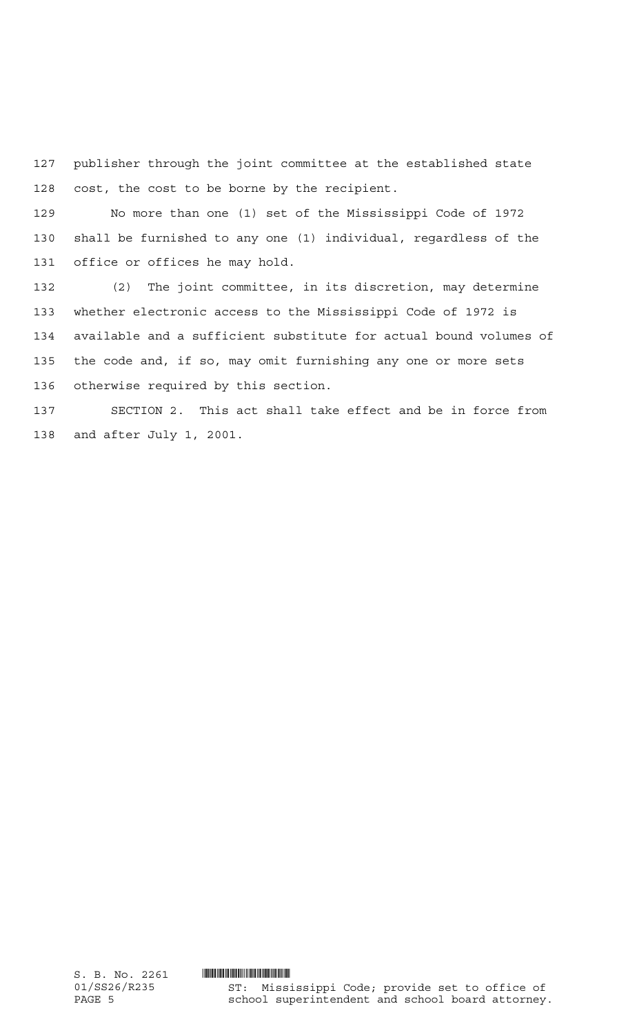publisher through the joint committee at the established state cost, the cost to be borne by the recipient.

No more than one (1) set of the Mississippi Code of 1972 shall be furnished to any one (1) individual, regardless of the office or offices he may hold.

(2) The joint committee, in its discretion, may determine whether electronic access to the Mississippi Code of 1972 is available and a sufficient substitute for actual bound volumes of the code and, if so, may omit furnishing any one or more sets otherwise required by this section.

SECTION 2. This act shall take effect and be in force from and after July 1, 2001.

ST: Mississippi Code; provide set to office of school superintendent and school board attorney.